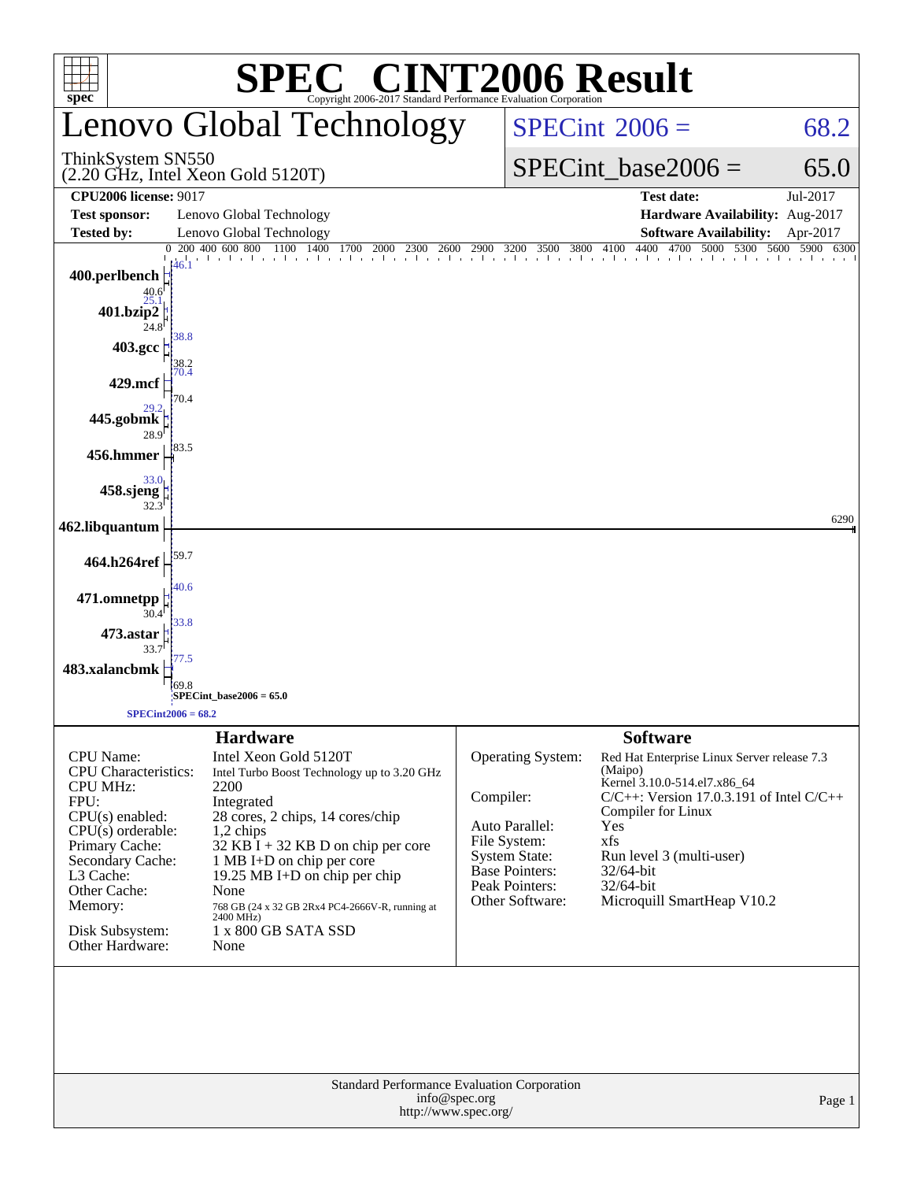# SPEC® CINT2006 Result

Copyright 2006-2017 Standard Performance Evaluation Corporation

# Lenovo Global Technology

ThinkSystem SN550
(2.20 GHz, Intel Xeon Gold 5120T)

SPECint 2006 = 68.2

SPECint_base2006 = 65.0

| | | | |
|---|---|---|---|
| **CPU2006 license:** 9017 | | **Test date:** | Jul-2017 |
| **Test sponsor:** | Lenovo Global Technology | **Hardware Availability:** | Aug-2017 |
| **Tested by:** | Lenovo Global Technology | **Software Availability:** | Apr-2017 |

| Benchmark | Peak | Base |
|---|---|---|
| 400.perlbench | 46.1 | 40.6 |
| 401.bzip2 | 25.1 | 24.8 |
| 403.gcc | 38.8 | 38.2 |
| 429.mcf | 70.4 | 70.4 |
| 445.gobmk | 29.2 | 28.9 |
| 456.hmmer | 83.5 | 83.5 |
| 458.sjeng | 33.0 | 32.3 |
| 462.libquantum | 6290 | 6290 |
| 464.h264ref | 59.7 | 59.7 |
| 471.omnetpp | 40.6 | 30.4 |
| 473.astar | 33.8 | 33.7 |
| 483.xalancbmk | 77.5 | 69.8 |

SPECint_base2006 = 65.0

SPECint2006 = 68.2

## Hardware

| | |
|---|---|
| CPU Name: | Intel Xeon Gold 5120T |
| CPU Characteristics: | Intel Turbo Boost Technology up to 3.20 GHz |
| CPU MHz: | 2200 |
| FPU: | Integrated |
| CPU(s) enabled: | 28 cores, 2 chips, 14 cores/chip |
| CPU(s) orderable: | 1,2 chips |
| Primary Cache: | 32 KB I + 32 KB D on chip per core |
| Secondary Cache: | 1 MB I+D on chip per core |
| L3 Cache: | 19.25 MB I+D on chip per chip |
| Other Cache: | None |
| Memory: | 768 GB (24 x 32 GB 2Rx4 PC4-2666V-R, running at 2400 MHz) |
| Disk Subsystem: | 1 x 800 GB SATA SSD |
| Other Hardware: | None |

## Software

| | |
|---|---|
| Operating System: | Red Hat Enterprise Linux Server release 7.3 (Maipo) Kernel 3.10.0-514.el7.x86_64 |
| Compiler: | C/C++: Version 17.0.3.191 of Intel C/C++ Compiler for Linux |
| Auto Parallel: | Yes |
| File System: | xfs |
| System State: | Run level 3 (multi-user) |
| Base Pointers: | 32/64-bit |
| Peak Pointers: | 32/64-bit |
| Other Software: | Microquill SmartHeap V10.2 |

Standard Performance Evaluation Corporation
info@spec.org
http://www.spec.org/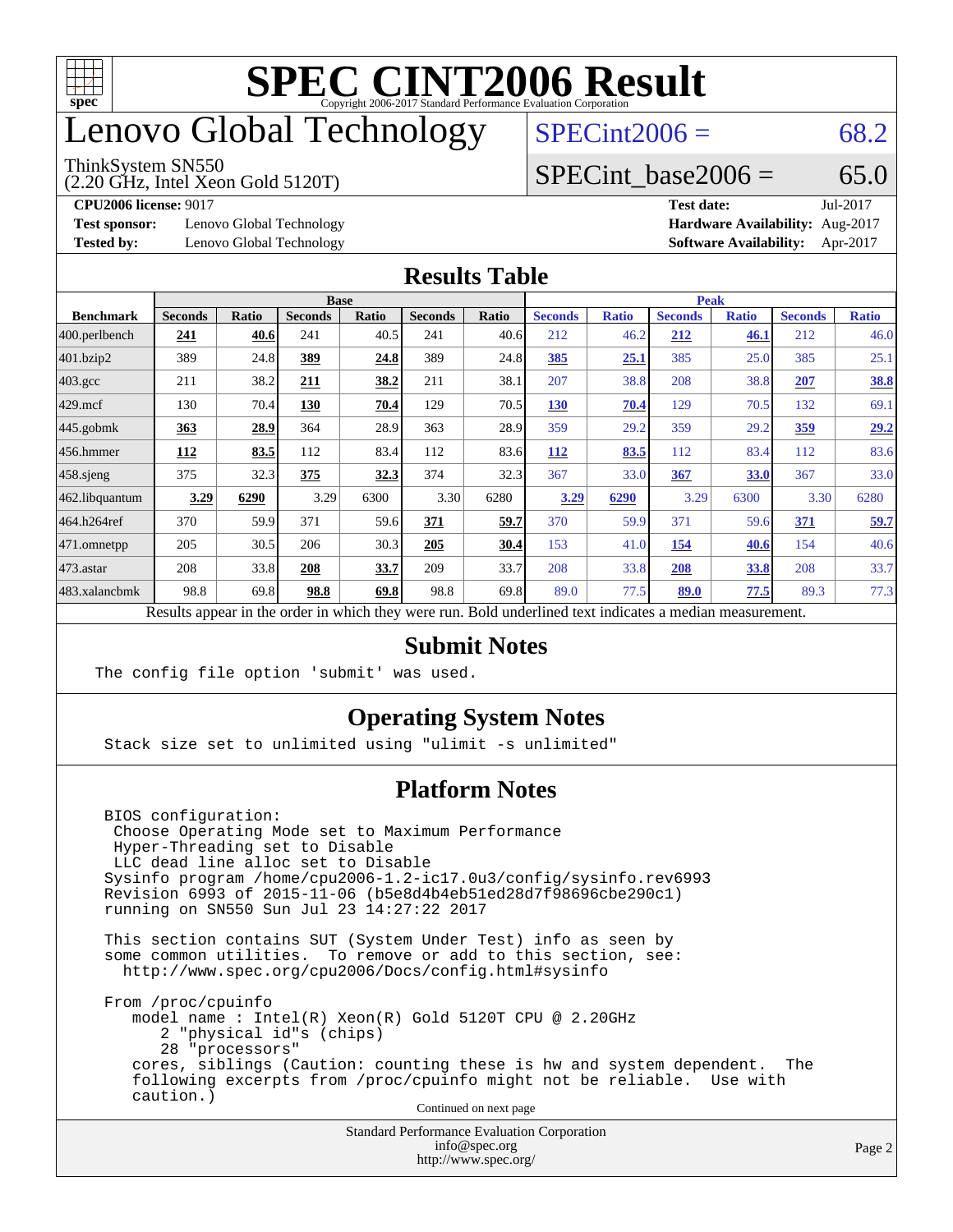# SPEC CINT2006 Result

Copyright 2006-2017 Standard Performance Evaluation Corporation

# Lenovo Global Technology

ThinkSystem SN550
(2.20 GHz, Intel Xeon Gold 5120T)

SPECint2006 = 68.2

SPECint_base2006 = 65.0

| | | | |
|---|---|---|---|
| **CPU2006 license:** 9017 | | **Test date:** | Jul-2017 |
| **Test sponsor:** | Lenovo Global Technology | **Hardware Availability:** | Aug-2017 |
| **Tested by:** | Lenovo Global Technology | **Software Availability:** | Apr-2017 |

## Results Table

| Benchmark | Base | | | | | | Peak | | | | | |
|---|---|---|---|---|---|---|---|---|---|---|---|---|
| | Seconds | Ratio | Seconds | Ratio | Seconds | Ratio | Seconds | Ratio | Seconds | Ratio | Seconds | Ratio |
| 400.perlbench | **241** | **40.6** | 241 | 40.5 | 241 | 40.6 | 212 | 46.2 | **212** | **46.1** | 212 | 46.0 |
| 401.bzip2 | 389 | 24.8 | **389** | **24.8** | 389 | 24.8 | **385** | **25.1** | 385 | 25.0 | 385 | 25.1 |
| 403.gcc | 211 | 38.2 | **211** | **38.2** | 211 | 38.1 | 207 | 38.8 | 208 | 38.8 | **207** | **38.8** |
| 429.mcf | 130 | 70.4 | **130** | **70.4** | 129 | 70.5 | **130** | **70.4** | 129 | 70.5 | 132 | 69.1 |
| 445.gobmk | **363** | **28.9** | 364 | 28.9 | 363 | 28.9 | 359 | 29.2 | 359 | 29.2 | **359** | **29.2** |
| 456.hmmer | **112** | **83.5** | 112 | 83.4 | 112 | 83.6 | **112** | **83.5** | 112 | 83.4 | 112 | 83.6 |
| 458.sjeng | 375 | 32.3 | **375** | **32.3** | 374 | 32.3 | 367 | 33.0 | **367** | **33.0** | 367 | 33.0 |
| 462.libquantum | **3.29** | **6290** | 3.29 | 6300 | 3.30 | 6280 | **3.29** | **6290** | 3.29 | 6300 | 3.30 | 6280 |
| 464.h264ref | 370 | 59.9 | 371 | 59.6 | **371** | **59.7** | 370 | 59.9 | 371 | 59.6 | **371** | **59.7** |
| 471.omnetpp | 205 | 30.5 | 206 | 30.3 | **205** | **30.4** | 153 | 41.0 | **154** | **40.6** | 154 | 40.6 |
| 473.astar | 208 | 33.8 | **208** | **33.7** | 209 | 33.7 | 208 | 33.8 | **208** | **33.8** | 208 | 33.7 |
| 483.xalancbmk | 98.8 | 69.8 | **98.8** | **69.8** | 98.8 | 69.8 | 89.0 | 77.5 | **89.0** | **77.5** | 89.3 | 77.3 |

Results appear in the order in which they were run. Bold underlined text indicates a median measurement.

## Submit Notes

```
The config file option 'submit' was used.
```

## Operating System Notes

```
Stack size set to unlimited using "ulimit -s unlimited"
```

## Platform Notes

```
BIOS configuration:
 Choose Operating Mode set to Maximum Performance
 Hyper-Threading set to Disable
 LLC dead line alloc set to Disable
Sysinfo program /home/cpu2006-1.2-ic17.0u3/config/sysinfo.rev6993
Revision 6993 of 2015-11-06 (b5e8d4b4eb51ed28d7f98696cbe290c1)
running on SN550 Sun Jul 23 14:27:22 2017

This section contains SUT (System Under Test) info as seen by
some common utilities.  To remove or add to this section, see:
  http://www.spec.org/cpu2006/Docs/config.html#sysinfo

From /proc/cpuinfo
   model name : Intel(R) Xeon(R) Gold 5120T CPU @ 2.20GHz
      2 "physical id"s (chips)
      28 "processors"
   cores, siblings (Caution: counting these is hw and system dependent.  The
   following excerpts from /proc/cpuinfo might not be reliable.  Use with
   caution.)
```

Continued on next page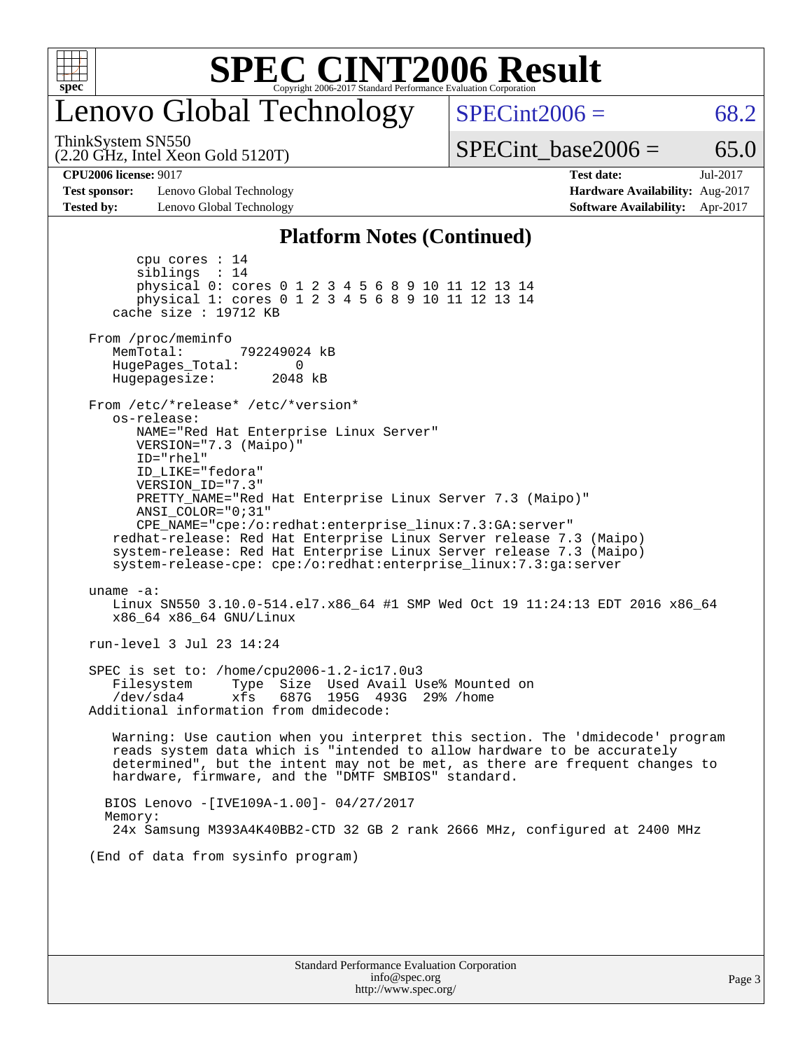# Lenovo Global Technology

ThinkSystem SN550
(2.20 GHz, Intel Xeon Gold 5120T)

SPECint2006 = 68.2

SPECint_base2006 = 65.0

**CPU2006 license:** 9017
**Test sponsor:** Lenovo Global Technology
**Tested by:** Lenovo Global Technology

**Test date:** Jul-2017
**Hardware Availability:** Aug-2017
**Software Availability:** Apr-2017

## Platform Notes (Continued)

```
        cpu cores : 14
        siblings  : 14
        physical 0: cores 0 1 2 3 4 5 6 8 9 10 11 12 13 14
        physical 1: cores 0 1 2 3 4 5 6 8 9 10 11 12 13 14
     cache size : 19712 KB

  From /proc/meminfo
     MemTotal:       792249024 kB
     HugePages_Total:       0
     Hugepagesize:       2048 kB

  From /etc/*release* /etc/*version*
     os-release:
        NAME="Red Hat Enterprise Linux Server"
        VERSION="7.3 (Maipo)"
        ID="rhel"
        ID_LIKE="fedora"
        VERSION_ID="7.3"
        PRETTY_NAME="Red Hat Enterprise Linux Server 7.3 (Maipo)"
        ANSI_COLOR="0;31"
        CPE_NAME="cpe:/o:redhat:enterprise_linux:7.3:GA:server"
     redhat-release: Red Hat Enterprise Linux Server release 7.3 (Maipo)
     system-release: Red Hat Enterprise Linux Server release 7.3 (Maipo)
     system-release-cpe: cpe:/o:redhat:enterprise_linux:7.3:ga:server

  uname -a:
     Linux SN550 3.10.0-514.el7.x86_64 #1 SMP Wed Oct 19 11:24:13 EDT 2016 x86_64
     x86_64 x86_64 GNU/Linux

  run-level 3 Jul 23 14:24

  SPEC is set to: /home/cpu2006-1.2-ic17.0u3
     Filesystem     Type  Size  Used Avail Use% Mounted on
     /dev/sda4      xfs   687G  195G  493G  29% /home
  Additional information from dmidecode:

     Warning: Use caution when you interpret this section. The 'dmidecode' program
     reads system data which is "intended to allow hardware to be accurately
     determined", but the intent may not be met, as there are frequent changes to
     hardware, firmware, and the "DMTF SMBIOS" standard.

    BIOS Lenovo -[IVE109A-1.00]- 04/27/2017
    Memory:
     24x Samsung M393A4K40BB2-CTD 32 GB 2 rank 2666 MHz, configured at 2400 MHz

  (End of data from sysinfo program)
```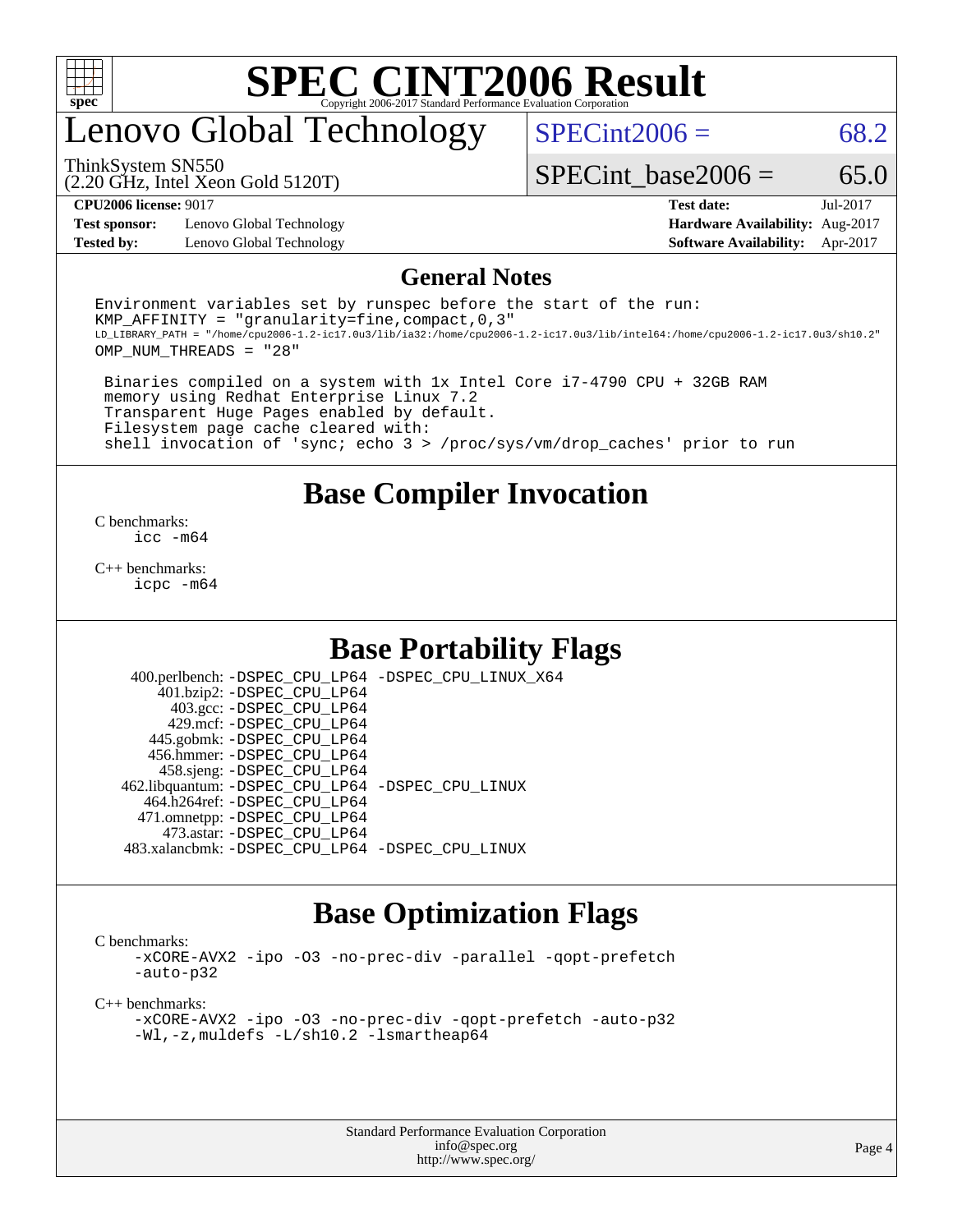# SPEC CINT2006 Result

Copyright 2006-2017 Standard Performance Evaluation Corporation

## Lenovo Global Technology

ThinkSystem SN550
(2.20 GHz, Intel Xeon Gold 5120T)

SPECint2006 = 68.2

SPECint_base2006 = 65.0

**CPU2006 license:** 9017
**Test sponsor:** Lenovo Global Technology
**Tested by:** Lenovo Global Technology

**Test date:** Jul-2017
**Hardware Availability:** Aug-2017
**Software Availability:** Apr-2017

## General Notes

```
Environment variables set by runspec before the start of the run:
KMP_AFFINITY = "granularity=fine,compact,0,3"
LD_LIBRARY_PATH = "/home/cpu2006-1.2-ic17.0u3/lib/ia32:/home/cpu2006-1.2-ic17.0u3/lib/intel64:/home/cpu2006-1.2-ic17.0u3/sh10.2"
OMP_NUM_THREADS = "28"

 Binaries compiled on a system with 1x Intel Core i7-4790 CPU + 32GB RAM
 memory using Redhat Enterprise Linux 7.2
 Transparent Huge Pages enabled by default.
 Filesystem page cache cleared with:
 shell invocation of 'sync; echo 3 > /proc/sys/vm/drop_caches' prior to run
```

## Base Compiler Invocation

C benchmarks:
icc -m64

C++ benchmarks:
icpc -m64

## Base Portability Flags

400.perlbench: -DSPEC_CPU_LP64 -DSPEC_CPU_LINUX_X64
401.bzip2: -DSPEC_CPU_LP64
403.gcc: -DSPEC_CPU_LP64
429.mcf: -DSPEC_CPU_LP64
445.gobmk: -DSPEC_CPU_LP64
456.hmmer: -DSPEC_CPU_LP64
458.sjeng: -DSPEC_CPU_LP64
462.libquantum: -DSPEC_CPU_LP64 -DSPEC_CPU_LINUX
464.h264ref: -DSPEC_CPU_LP64
471.omnetpp: -DSPEC_CPU_LP64
473.astar: -DSPEC_CPU_LP64
483.xalancbmk: -DSPEC_CPU_LP64 -DSPEC_CPU_LINUX

## Base Optimization Flags

C benchmarks:
-xCORE-AVX2 -ipo -O3 -no-prec-div -parallel -qopt-prefetch
-auto-p32

C++ benchmarks:
-xCORE-AVX2 -ipo -O3 -no-prec-div -qopt-prefetch -auto-p32
-Wl,-z,muldefs -L/sh10.2 -lsmartheap64

Standard Performance Evaluation Corporation
info@spec.org
http://www.spec.org/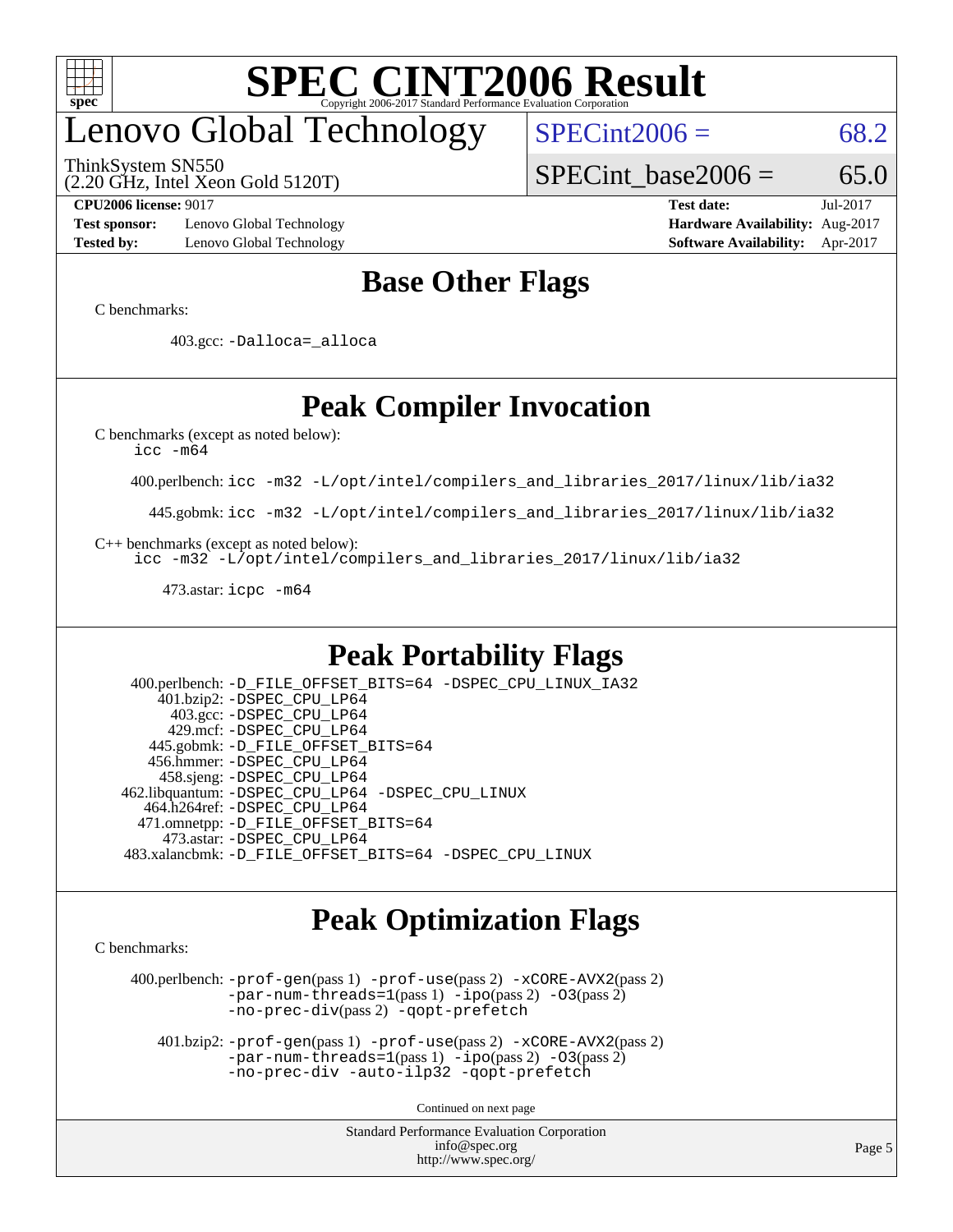# SPEC CINT2006 Result

## Lenovo Global Technology

ThinkSystem SN550
(2.20 GHz, Intel Xeon Gold 5120T)

SPECint2006 = 68.2

SPECint_base2006 = 65.0

| | | | |
|---|---|---|---|
| **CPU2006 license:** 9017 | | **Test date:** | Jul-2017 |
| **Test sponsor:** | Lenovo Global Technology | **Hardware Availability:** | Aug-2017 |
| **Tested by:** | Lenovo Global Technology | **Software Availability:** | Apr-2017 |

## Base Other Flags

C benchmarks:

403.gcc: `-Dalloca=_alloca`

## Peak Compiler Invocation

C benchmarks (except as noted below):
`icc -m64`

400.perlbench: `icc -m32 -L/opt/intel/compilers_and_libraries_2017/linux/lib/ia32`

445.gobmk: `icc -m32 -L/opt/intel/compilers_and_libraries_2017/linux/lib/ia32`

C++ benchmarks (except as noted below):
`icc -m32 -L/opt/intel/compilers_and_libraries_2017/linux/lib/ia32`

473.astar: `icpc -m64`

## Peak Portability Flags

400.perlbench: `-D_FILE_OFFSET_BITS=64 -DSPEC_CPU_LINUX_IA32`
401.bzip2: `-DSPEC_CPU_LP64`
403.gcc: `-DSPEC_CPU_LP64`
429.mcf: `-DSPEC_CPU_LP64`
445.gobmk: `-D_FILE_OFFSET_BITS=64`
456.hmmer: `-DSPEC_CPU_LP64`
458.sjeng: `-DSPEC_CPU_LP64`
462.libquantum: `-DSPEC_CPU_LP64 -DSPEC_CPU_LINUX`
464.h264ref: `-DSPEC_CPU_LP64`
471.omnetpp: `-D_FILE_OFFSET_BITS=64`
473.astar: `-DSPEC_CPU_LP64`
483.xalancbmk: `-D_FILE_OFFSET_BITS=64 -DSPEC_CPU_LINUX`

## Peak Optimization Flags

C benchmarks:

400.perlbench: `-prof-gen`(pass 1) `-prof-use`(pass 2) `-xCORE-AVX2`(pass 2) `-par-num-threads=1`(pass 1) `-ipo`(pass 2) `-O3`(pass 2) `-no-prec-div`(pass 2) `-qopt-prefetch`

401.bzip2: `-prof-gen`(pass 1) `-prof-use`(pass 2) `-xCORE-AVX2`(pass 2) `-par-num-threads=1`(pass 1) `-ipo`(pass 2) `-O3`(pass 2) `-no-prec-div -auto-ilp32 -qopt-prefetch`

Continued on next page

Standard Performance Evaluation Corporation
info@spec.org
http://www.spec.org/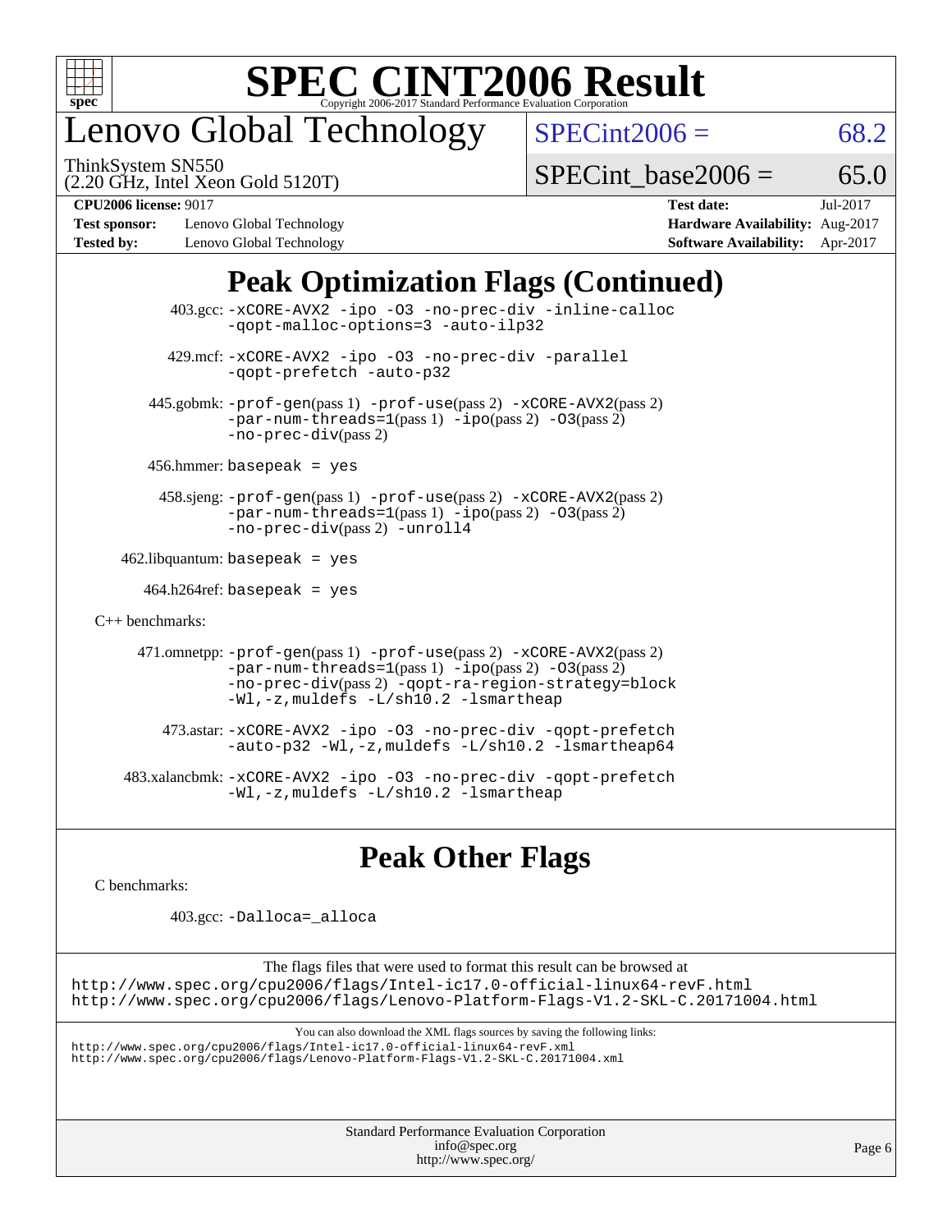# Lenovo Global Technology

ThinkSystem SN550
(2.20 GHz, Intel Xeon Gold 5120T)

SPECint2006 = 68.2

SPECint_base2006 = 65.0

**CPU2006 license:** 9017
**Test sponsor:** Lenovo Global Technology
**Tested by:** Lenovo Global Technology

**Test date:** Jul-2017
**Hardware Availability:** Aug-2017
**Software Availability:** Apr-2017

## Peak Optimization Flags (Continued)

403.gcc: -xCORE-AVX2 -ipo -O3 -no-prec-div -inline-calloc -qopt-malloc-options=3 -auto-ilp32

429.mcf: -xCORE-AVX2 -ipo -O3 -no-prec-div -parallel -qopt-prefetch -auto-p32

445.gobmk: -prof-gen(pass 1) -prof-use(pass 2) -xCORE-AVX2(pass 2) -par-num-threads=1(pass 1) -ipo(pass 2) -O3(pass 2) -no-prec-div(pass 2)

456.hmmer: basepeak = yes

458.sjeng: -prof-gen(pass 1) -prof-use(pass 2) -xCORE-AVX2(pass 2) -par-num-threads=1(pass 1) -ipo(pass 2) -O3(pass 2) -no-prec-div(pass 2) -unroll4

462.libquantum: basepeak = yes

464.h264ref: basepeak = yes

C++ benchmarks:

471.omnetpp: -prof-gen(pass 1) -prof-use(pass 2) -xCORE-AVX2(pass 2) -par-num-threads=1(pass 1) -ipo(pass 2) -O3(pass 2) -no-prec-div(pass 2) -qopt-ra-region-strategy=block -Wl,-z,muldefs -L/sh10.2 -lsmartheap

473.astar: -xCORE-AVX2 -ipo -O3 -no-prec-div -qopt-prefetch -auto-p32 -Wl,-z,muldefs -L/sh10.2 -lsmartheap64

483.xalancbmk: -xCORE-AVX2 -ipo -O3 -no-prec-div -qopt-prefetch -Wl,-z,muldefs -L/sh10.2 -lsmartheap

## Peak Other Flags

C benchmarks:

403.gcc: -Dalloca=_alloca

The flags files that were used to format this result can be browsed at
http://www.spec.org/cpu2006/flags/Intel-ic17.0-official-linux64-revF.html
http://www.spec.org/cpu2006/flags/Lenovo-Platform-Flags-V1.2-SKL-C.20171004.html

You can also download the XML flags sources by saving the following links:
http://www.spec.org/cpu2006/flags/Intel-ic17.0-official-linux64-revF.xml
http://www.spec.org/cpu2006/flags/Lenovo-Platform-Flags-V1.2-SKL-C.20171004.xml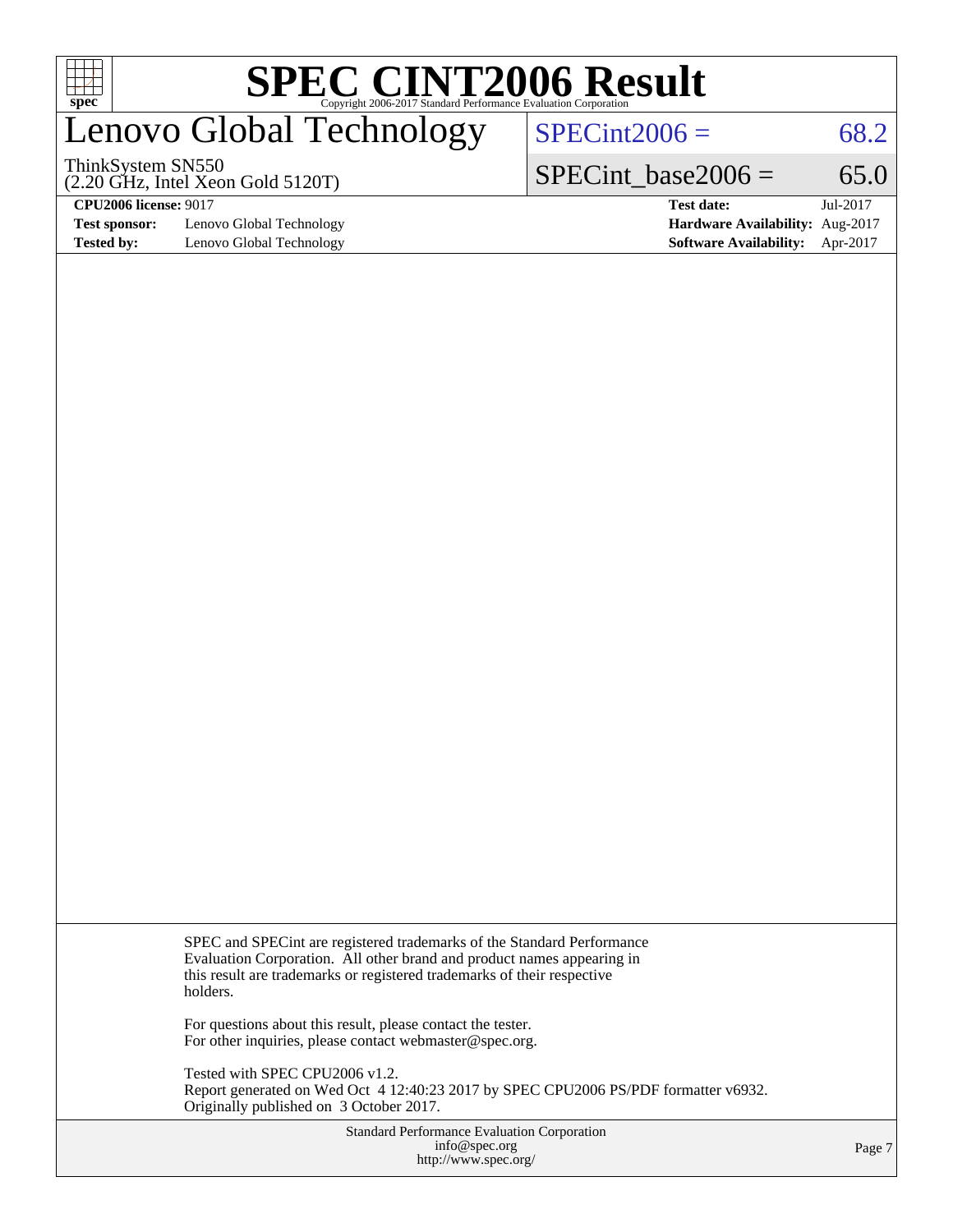SPEC and SPECint are registered trademarks of the Standard Performance Evaluation Corporation. All other brand and product names appearing in this result are trademarks or registered trademarks of their respective holders.

For questions about this result, please contact the tester.
For other inquiries, please contact webmaster@spec.org.

Tested with SPEC CPU2006 v1.2.
Report generated on Wed Oct 4 12:40:23 2017 by SPEC CPU2006 PS/PDF formatter v6932.
Originally published on 3 October 2017.